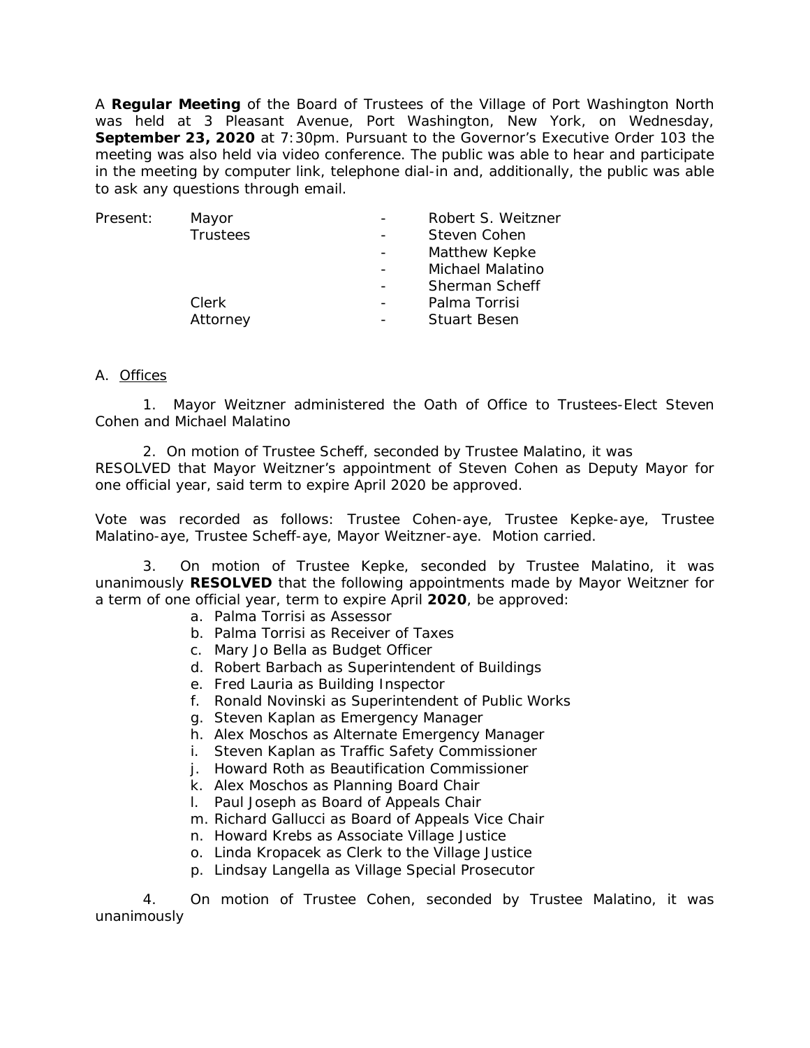A **Regular Meeting** of the Board of Trustees of the Village of Port Washington North was held at 3 Pleasant Avenue, Port Washington, New York, on Wednesday, **September 23, 2020** at 7:30pm. Pursuant to the Governor's Executive Order 103 the meeting was also held via video conference. The public was able to hear and participate in the meeting by computer link, telephone dial-in and, additionally, the public was able to ask any questions through email.

| Present: | Mayor | - | Robert S. Weitzner |
|---|---|---|---|
| | Trustees | - | Steven Cohen |
| | | - | Matthew Kepke |
| | | - | Michael Malatino |
| | | - | Sherman Scheff |
| | Clerk | - | Palma Torrisi |
| | Attorney | - | Stuart Besen |

A. Offices

1. Mayor Weitzner administered the Oath of Office to Trustees-Elect Steven Cohen and Michael Malatino

2. On motion of Trustee Scheff, seconded by Trustee Malatino, it was RESOLVED that Mayor Weitzner's appointment of Steven Cohen as Deputy Mayor for one official year, said term to expire April 2020 be approved.

Vote was recorded as follows: Trustee Cohen-aye, Trustee Kepke-aye, Trustee Malatino-aye, Trustee Scheff-aye, Mayor Weitzner-aye. Motion carried.

3. On motion of Trustee Kepke, seconded by Trustee Malatino, it was unanimously **RESOLVED** that the following appointments made by Mayor Weitzner for a term of one official year, term to expire April **2020**, be approved:

a. Palma Torrisi as Assessor
b. Palma Torrisi as Receiver of Taxes
c. Mary Jo Bella as Budget Officer
d. Robert Barbach as Superintendent of Buildings
e. Fred Lauria as Building Inspector
f. Ronald Novinski as Superintendent of Public Works
g. Steven Kaplan as Emergency Manager
h. Alex Moschos as Alternate Emergency Manager
i. Steven Kaplan as Traffic Safety Commissioner
j. Howard Roth as Beautification Commissioner
k. Alex Moschos as Planning Board Chair
l. Paul Joseph as Board of Appeals Chair
m. Richard Gallucci as Board of Appeals Vice Chair
n. Howard Krebs as Associate Village Justice
o. Linda Kropacek as Clerk to the Village Justice
p. Lindsay Langella as Village Special Prosecutor

4. On motion of Trustee Cohen, seconded by Trustee Malatino, it was unanimously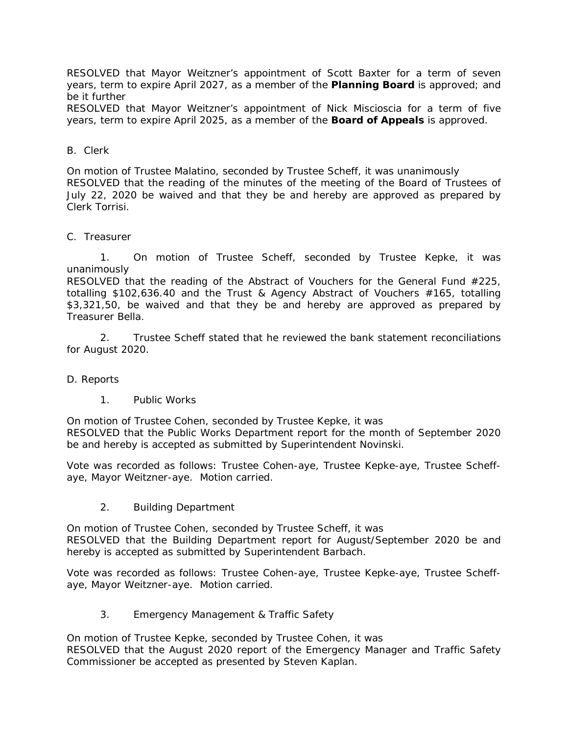RESOLVED that Mayor Weitzner's appointment of Scott Baxter for a term of seven years, term to expire April 2027, as a member of the **Planning Board** is approved; and be it further

RESOLVED that Mayor Weitzner's appointment of Nick Miscioscia for a term of five years, term to expire April 2025, as a member of the **Board of Appeals** is approved.

B. Clerk

On motion of Trustee Malatino, seconded by Trustee Scheff, it was unanimously
RESOLVED that the reading of the minutes of the meeting of the Board of Trustees of July 22, 2020 be waived and that they be and hereby are approved as prepared by Clerk Torrisi.

C. Treasurer

1. On motion of Trustee Scheff, seconded by Trustee Kepke, it was unanimously
RESOLVED that the reading of the Abstract of Vouchers for the General Fund #225, totalling $102,636.40 and the Trust & Agency Abstract of Vouchers #165, totalling $3,321,50, be waived and that they be and hereby are approved as prepared by Treasurer Bella.

2. Trustee Scheff stated that he reviewed the bank statement reconciliations for August 2020.

D. Reports

1. Public Works

On motion of Trustee Cohen, seconded by Trustee Kepke, it was
RESOLVED that the Public Works Department report for the month of September 2020 be and hereby is accepted as submitted by Superintendent Novinski.

Vote was recorded as follows: Trustee Cohen-aye, Trustee Kepke-aye, Trustee Scheff-aye, Mayor Weitzner-aye. Motion carried.

2. Building Department

On motion of Trustee Cohen, seconded by Trustee Scheff, it was
RESOLVED that the Building Department report for August/September 2020 be and hereby is accepted as submitted by Superintendent Barbach.

Vote was recorded as follows: Trustee Cohen-aye, Trustee Kepke-aye, Trustee Scheff-aye, Mayor Weitzner-aye. Motion carried.

3. Emergency Management & Traffic Safety

On motion of Trustee Kepke, seconded by Trustee Cohen, it was
RESOLVED that the August 2020 report of the Emergency Manager and Traffic Safety Commissioner be accepted as presented by Steven Kaplan.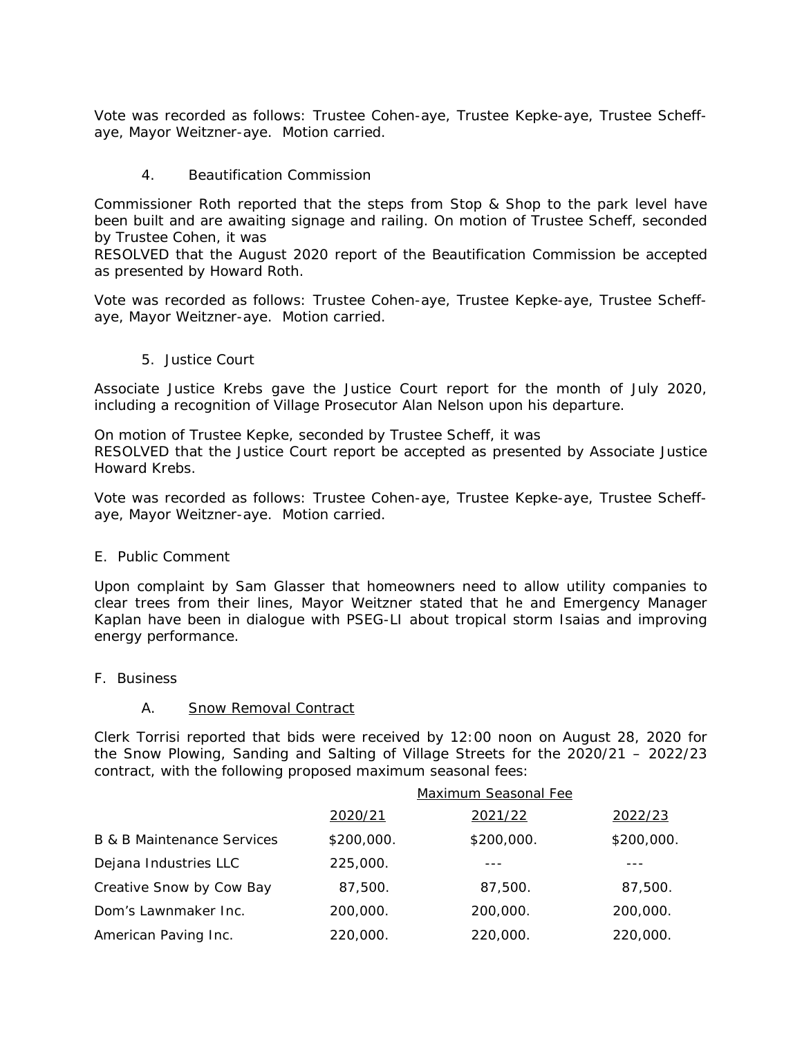Vote was recorded as follows: Trustee Cohen-aye, Trustee Kepke-aye, Trustee Scheff-aye, Mayor Weitzner-aye. Motion carried.

4. Beautification Commission

Commissioner Roth reported that the steps from Stop & Shop to the park level have been built and are awaiting signage and railing. On motion of Trustee Scheff, seconded by Trustee Cohen, it was
RESOLVED that the August 2020 report of the Beautification Commission be accepted as presented by Howard Roth.

Vote was recorded as follows: Trustee Cohen-aye, Trustee Kepke-aye, Trustee Scheff-aye, Mayor Weitzner-aye. Motion carried.

5. Justice Court

Associate Justice Krebs gave the Justice Court report for the month of July 2020, including a recognition of Village Prosecutor Alan Nelson upon his departure.

On motion of Trustee Kepke, seconded by Trustee Scheff, it was
RESOLVED that the Justice Court report be accepted as presented by Associate Justice Howard Krebs.

Vote was recorded as follows: Trustee Cohen-aye, Trustee Kepke-aye, Trustee Scheff-aye, Mayor Weitzner-aye. Motion carried.

E. Public Comment

Upon complaint by Sam Glasser that homeowners need to allow utility companies to clear trees from their lines, Mayor Weitzner stated that he and Emergency Manager Kaplan have been in dialogue with PSEG-LI about tropical storm Isaias and improving energy performance.

F. Business

A. Snow Removal Contract

Clerk Torrisi reported that bids were received by 12:00 noon on August 28, 2020 for the Snow Plowing, Sanding and Salting of Village Streets for the 2020/21 – 2022/23 contract, with the following proposed maximum seasonal fees:

| | Maximum Seasonal Fee | | |
|---|---|---|---|
| | 2020/21 | 2021/22 | 2022/23 |
| B & B Maintenance Services | $200,000. | $200,000. | $200,000. |
| Dejana Industries LLC | 225,000. | --- | --- |
| Creative Snow by Cow Bay | 87,500. | 87,500. | 87,500. |
| Dom's Lawnmaker Inc. | 200,000. | 200,000. | 200,000. |
| American Paving Inc. | 220,000. | 220,000. | 220,000. |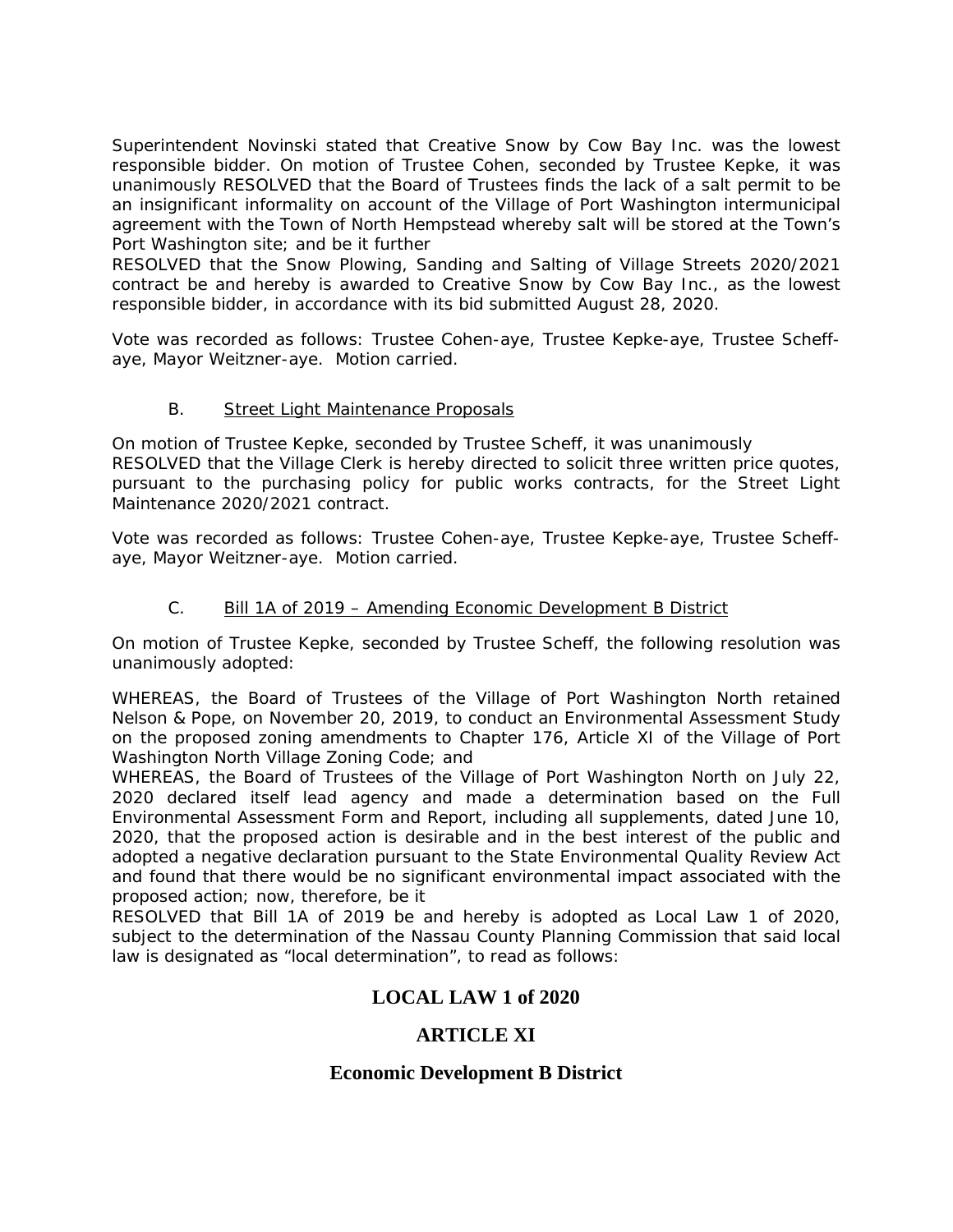Superintendent Novinski stated that Creative Snow by Cow Bay Inc. was the lowest responsible bidder. On motion of Trustee Cohen, seconded by Trustee Kepke, it was unanimously RESOLVED that the Board of Trustees finds the lack of a salt permit to be an insignificant informality on account of the Village of Port Washington intermunicipal agreement with the Town of North Hempstead whereby salt will be stored at the Town's Port Washington site; and be it further

RESOLVED that the Snow Plowing, Sanding and Salting of Village Streets 2020/2021 contract be and hereby is awarded to Creative Snow by Cow Bay Inc., as the lowest responsible bidder, in accordance with its bid submitted August 28, 2020.

Vote was recorded as follows: Trustee Cohen-aye, Trustee Kepke-aye, Trustee Scheff-aye, Mayor Weitzner-aye. Motion carried.

B. Street Light Maintenance Proposals

On motion of Trustee Kepke, seconded by Trustee Scheff, it was unanimously RESOLVED that the Village Clerk is hereby directed to solicit three written price quotes, pursuant to the purchasing policy for public works contracts, for the Street Light Maintenance 2020/2021 contract.

Vote was recorded as follows: Trustee Cohen-aye, Trustee Kepke-aye, Trustee Scheff-aye, Mayor Weitzner-aye. Motion carried.

C. Bill 1A of 2019 – Amending Economic Development B District

On motion of Trustee Kepke, seconded by Trustee Scheff, the following resolution was unanimously adopted:

WHEREAS, the Board of Trustees of the Village of Port Washington North retained Nelson & Pope, on November 20, 2019, to conduct an Environmental Assessment Study on the proposed zoning amendments to Chapter 176, Article XI of the Village of Port Washington North Village Zoning Code; and

WHEREAS, the Board of Trustees of the Village of Port Washington North on July 22, 2020 declared itself lead agency and made a determination based on the Full Environmental Assessment Form and Report, including all supplements, dated June 10, 2020, that the proposed action is desirable and in the best interest of the public and adopted a negative declaration pursuant to the State Environmental Quality Review Act and found that there would be no significant environmental impact associated with the proposed action; now, therefore, be it

RESOLVED that Bill 1A of 2019 be and hereby is adopted as Local Law 1 of 2020, subject to the determination of the Nassau County Planning Commission that said local law is designated as "local determination", to read as follows:

## LOCAL LAW 1 of 2020

## ARTICLE XI

## Economic Development B District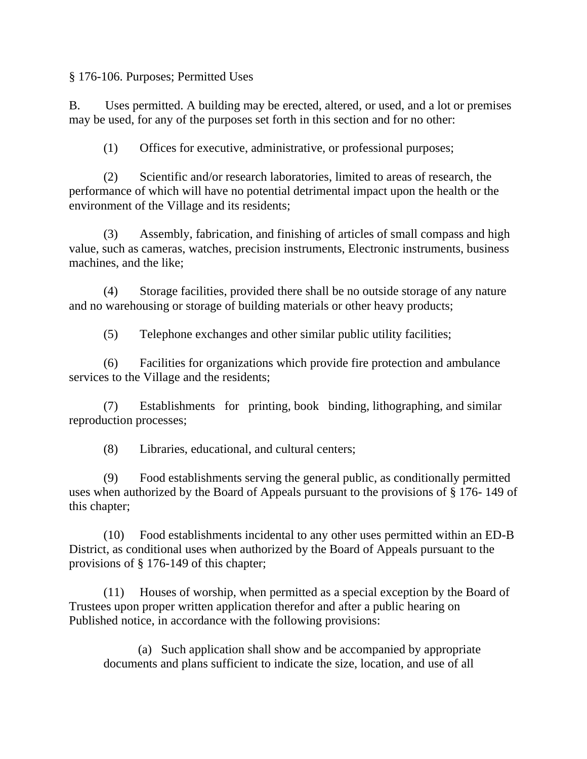§ 176-106. Purposes; Permitted Uses

B. Uses permitted. A building may be erected, altered, or used, and a lot or premises may be used, for any of the purposes set forth in this section and for no other:

(1) Offices for executive, administrative, or professional purposes;

(2) Scientific and/or research laboratories, limited to areas of research, the performance of which will have no potential detrimental impact upon the health or the environment of the Village and its residents;

(3) Assembly, fabrication, and finishing of articles of small compass and high value, such as cameras, watches, precision instruments, Electronic instruments, business machines, and the like;

(4) Storage facilities, provided there shall be no outside storage of any nature and no warehousing or storage of building materials or other heavy products;

(5) Telephone exchanges and other similar public utility facilities;

(6) Facilities for organizations which provide fire protection and ambulance services to the Village and the residents;

(7) Establishments for printing, book binding, lithographing, and similar reproduction processes;

(8) Libraries, educational, and cultural centers;

(9) Food establishments serving the general public, as conditionally permitted uses when authorized by the Board of Appeals pursuant to the provisions of § 176- 149 of this chapter;

(10) Food establishments incidental to any other uses permitted within an ED-B District, as conditional uses when authorized by the Board of Appeals pursuant to the provisions of § 176-149 of this chapter;

(11) Houses of worship, when permitted as a special exception by the Board of Trustees upon proper written application therefor and after a public hearing on Published notice, in accordance with the following provisions:

(a) Such application shall show and be accompanied by appropriate documents and plans sufficient to indicate the size, location, and use of all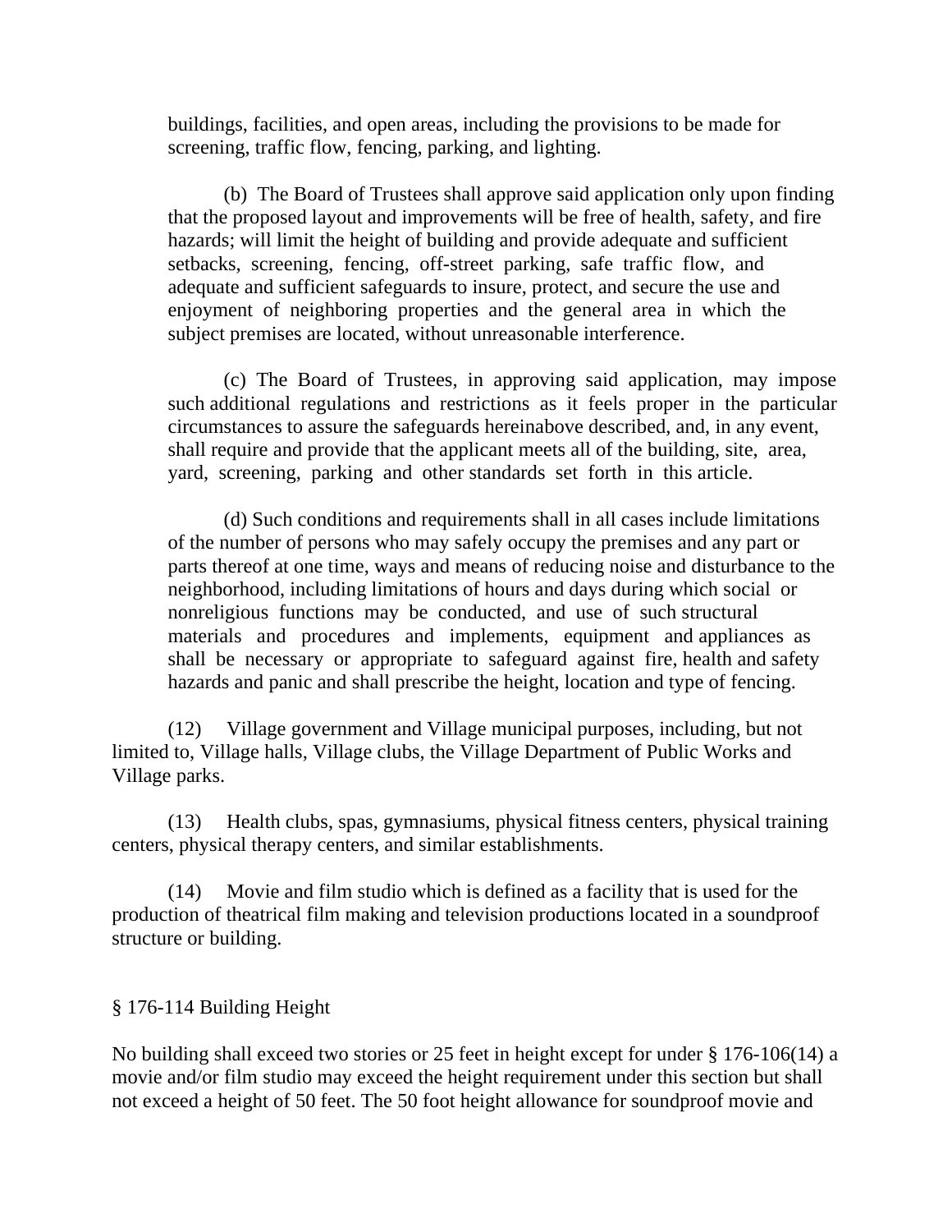buildings, facilities, and open areas, including the provisions to be made for screening, traffic flow, fencing, parking, and lighting.

(b) The Board of Trustees shall approve said application only upon finding that the proposed layout and improvements will be free of health, safety, and fire hazards; will limit the height of building and provide adequate and sufficient setbacks, screening, fencing, off-street parking, safe traffic flow, and adequate and sufficient safeguards to insure, protect, and secure the use and enjoyment of neighboring properties and the general area in which the subject premises are located, without unreasonable interference.

(c) The Board of Trustees, in approving said application, may impose such additional regulations and restrictions as it feels proper in the particular circumstances to assure the safeguards hereinabove described, and, in any event, shall require and provide that the applicant meets all of the building, site, area, yard, screening, parking and other standards set forth in this article.

(d) Such conditions and requirements shall in all cases include limitations of the number of persons who may safely occupy the premises and any part or parts thereof at one time, ways and means of reducing noise and disturbance to the neighborhood, including limitations of hours and days during which social or nonreligious functions may be conducted, and use of such structural materials and procedures and implements, equipment and appliances as shall be necessary or appropriate to safeguard against fire, health and safety hazards and panic and shall prescribe the height, location and type of fencing.

(12) Village government and Village municipal purposes, including, but not limited to, Village halls, Village clubs, the Village Department of Public Works and Village parks.

(13) Health clubs, spas, gymnasiums, physical fitness centers, physical training centers, physical therapy centers, and similar establishments.

(14) Movie and film studio which is defined as a facility that is used for the production of theatrical film making and television productions located in a soundproof structure or building.

§ 176-114 Building Height

No building shall exceed two stories or 25 feet in height except for under § 176-106(14) a movie and/or film studio may exceed the height requirement under this section but shall not exceed a height of 50 feet. The 50 foot height allowance for soundproof movie and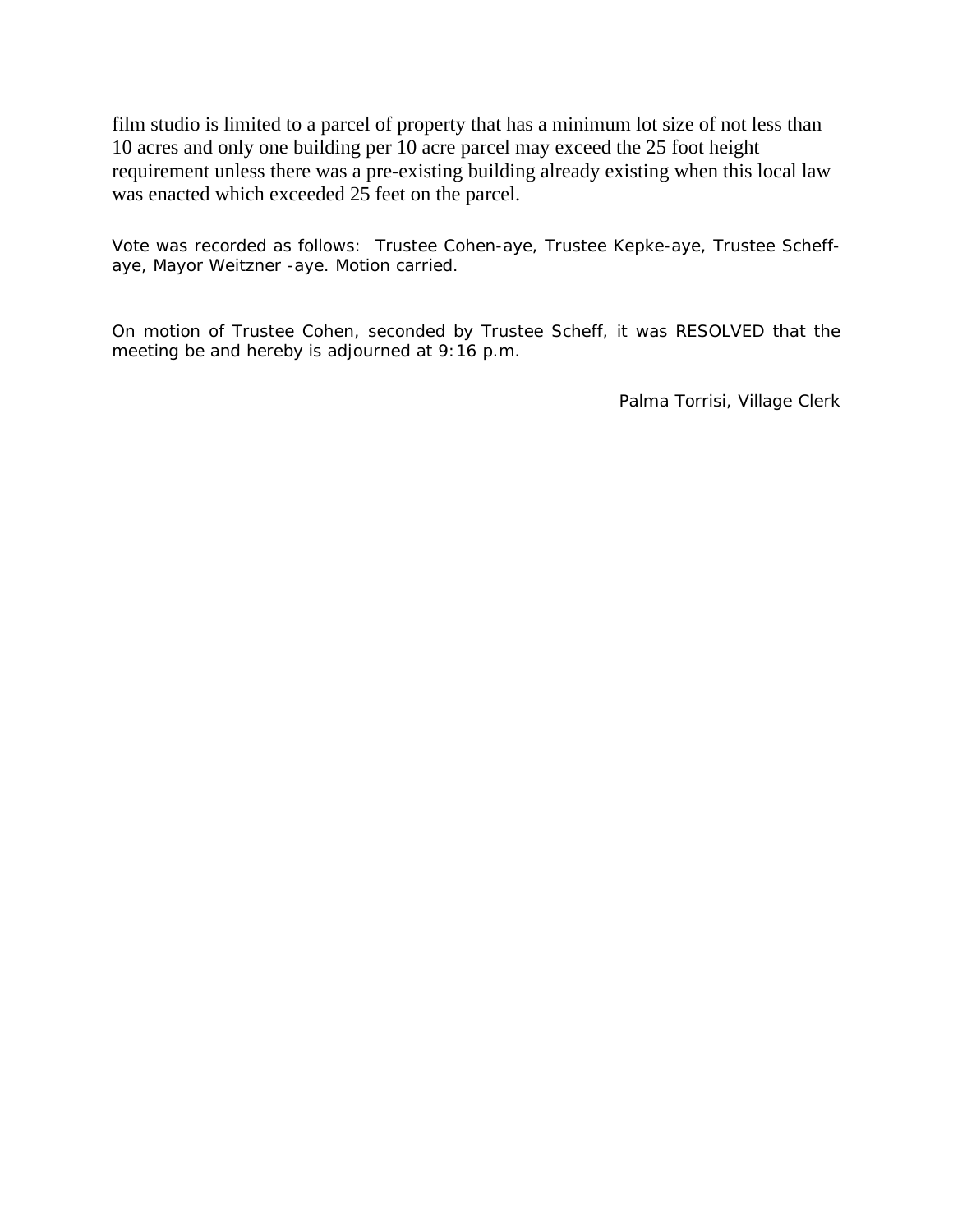film studio is limited to a parcel of property that has a minimum lot size of not less than 10 acres and only one building per 10 acre parcel may exceed the 25 foot height requirement unless there was a pre-existing building already existing when this local law was enacted which exceeded 25 feet on the parcel.

Vote was recorded as follows: Trustee Cohen-aye, Trustee Kepke-aye, Trustee Scheff-aye, Mayor Weitzner -aye. Motion carried.

On motion of Trustee Cohen, seconded by Trustee Scheff, it was RESOLVED that the meeting be and hereby is adjourned at 9:16 p.m.

Palma Torrisi, Village Clerk